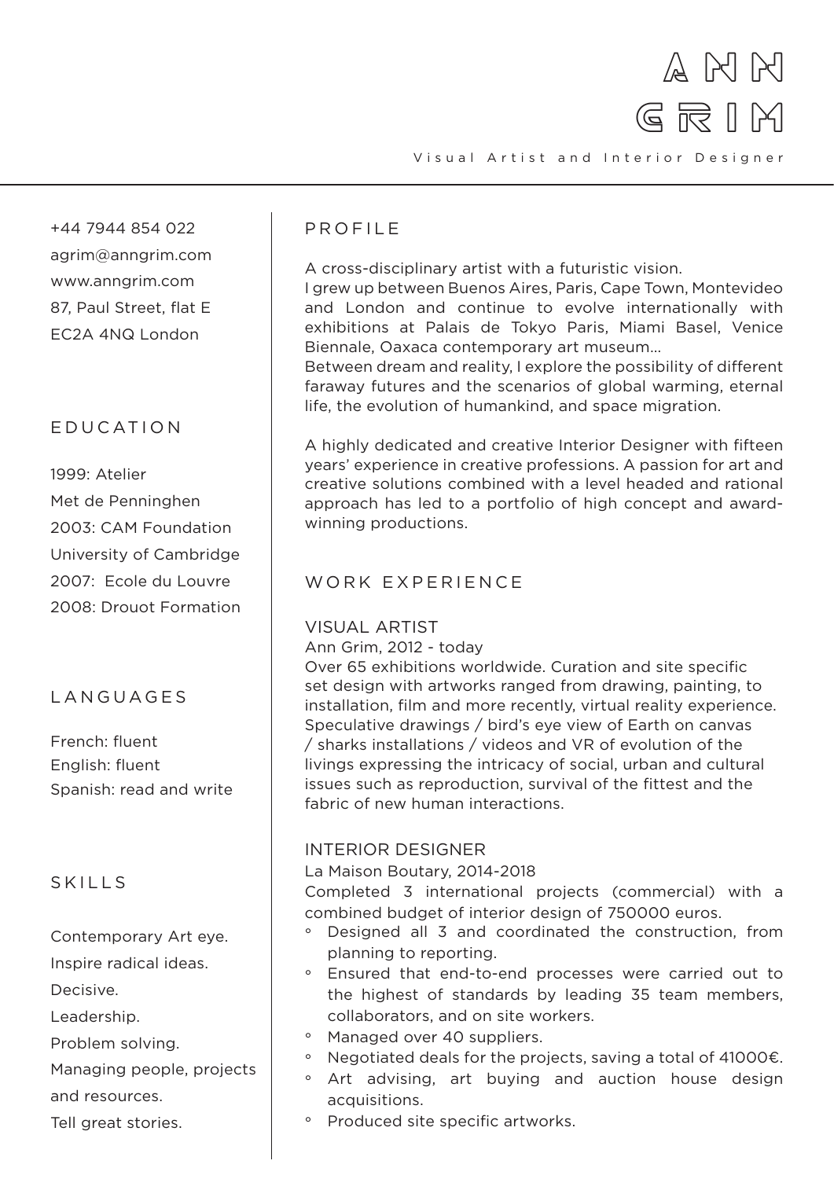# ANN GRIM

Visual Artist and Interior Designer

+44 7944 854 022
agrim@anngrim.com
www.anngrim.com
87, Paul Street, flat E
EC2A 4NQ London

## EDUCATION

1999: Atelier Met de Penninghen
2003: CAM Foundation University of Cambridge
2007: Ecole du Louvre
2008: Drouot Formation

## LANGUAGES

French: fluent
English: fluent
Spanish: read and write

## SKILLS

Contemporary Art eye.
Inspire radical ideas.
Decisive.
Leadership.
Problem solving.
Managing people, projects and resources.
Tell great stories.

## PROFILE

A cross-disciplinary artist with a futuristic vision.
I grew up between Buenos Aires, Paris, Cape Town, Montevideo and London and continue to evolve internationally with exhibitions at Palais de Tokyo Paris, Miami Basel, Venice Biennale, Oaxaca contemporary art museum...
Between dream and reality, I explore the possibility of different faraway futures and the scenarios of global warming, eternal life, the evolution of humankind, and space migration.

A highly dedicated and creative Interior Designer with fifteen years' experience in creative professions. A passion for art and creative solutions combined with a level headed and rational approach has led to a portfolio of high concept and award-winning productions.

## WORK EXPERIENCE

### VISUAL ARTIST

Ann Grim, 2012 - today
Over 65 exhibitions worldwide. Curation and site specific set design with artworks ranged from drawing, painting, to installation, film and more recently, virtual reality experience. Speculative drawings / bird's eye view of Earth on canvas / sharks installations / videos and VR of evolution of the livings expressing the intricacy of social, urban and cultural issues such as reproduction, survival of the fittest and the fabric of new human interactions.

### INTERIOR DESIGNER

La Maison Boutary, 2014-2018
Completed 3 international projects (commercial) with a combined budget of interior design of 750000 euros.

- Designed all 3 and coordinated the construction, from planning to reporting.
- Ensured that end-to-end processes were carried out to the highest of standards by leading 35 team members, collaborators, and on site workers.
- Managed over 40 suppliers.
- Negotiated deals for the projects, saving a total of 41000€.
- Art advising, art buying and auction house design acquisitions.
- Produced site specific artworks.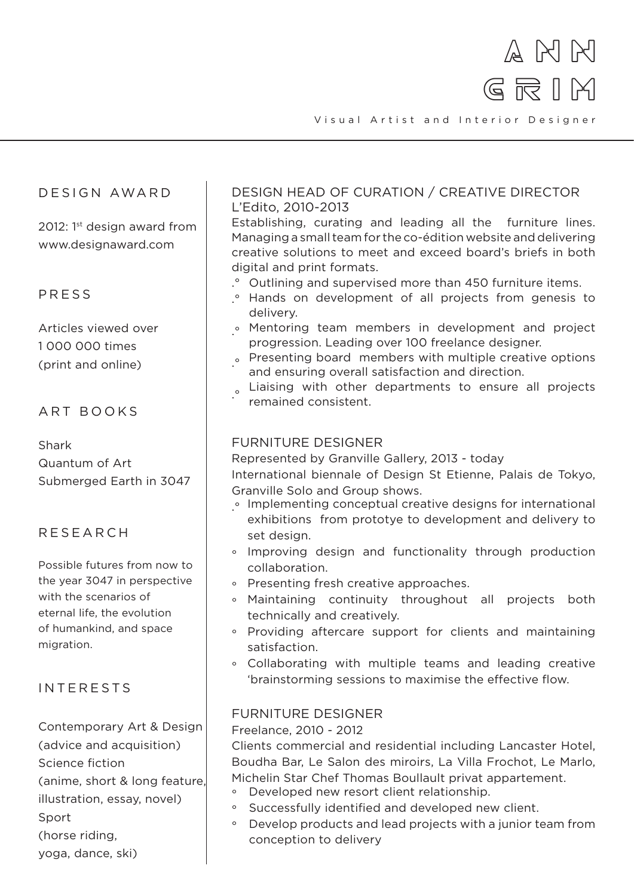# ANN GRIM

Visual Artist and Interior Designer

## DESIGN AWARD

2012: 1st design award from www.designaward.com

## PRESS

Articles viewed over 1 000 000 times (print and online)

## ART BOOKS

Shark
Quantum of Art
Submerged Earth in 3047

## RESEARCH

Possible futures from now to the year 3047 in perspective with the scenarios of eternal life, the evolution of humankind, and space migration.

## INTERESTS

Contemporary Art & Design (advice and acquisition)
Science fiction (anime, short & long feature, illustration, essay, novel)
Sport (horse riding, yoga, dance, ski)

## DESIGN HEAD OF CURATION / CREATIVE DIRECTOR

L'Edito, 2010-2013

Establishing, curating and leading all the furniture lines. Managing a small team for the co-édition website and delivering creative solutions to meet and exceed board's briefs in both digital and print formats.

- Outlining and supervised more than 450 furniture items.
- Hands on development of all projects from genesis to delivery.
- Mentoring team members in development and project progression. Leading over 100 freelance designer.
- Presenting board members with multiple creative options and ensuring overall satisfaction and direction.
- Liaising with other departments to ensure all projects remained consistent.

## FURNITURE DESIGNER

Represented by Granville Gallery, 2013 - today

International biennale of Design St Etienne, Palais de Tokyo, Granville Solo and Group shows.

- Implementing conceptual creative designs for international exhibitions from prototye to development and delivery to set design.
- Improving design and functionality through production collaboration.
- Presenting fresh creative approaches.
- Maintaining continuity throughout all projects both technically and creatively.
- Providing aftercare support for clients and maintaining satisfaction.
- Collaborating with multiple teams and leading creative 'brainstorming sessions to maximise the effective flow.

## FURNITURE DESIGNER

Freelance, 2010 - 2012

Clients commercial and residential including Lancaster Hotel, Boudha Bar, Le Salon des miroirs, La Villa Frochot, Le Marlo, Michelin Star Chef Thomas Boullault privat appartement.

- Developed new resort client relationship.
- Successfully identified and developed new client.
- Develop products and lead projects with a junior team from conception to delivery